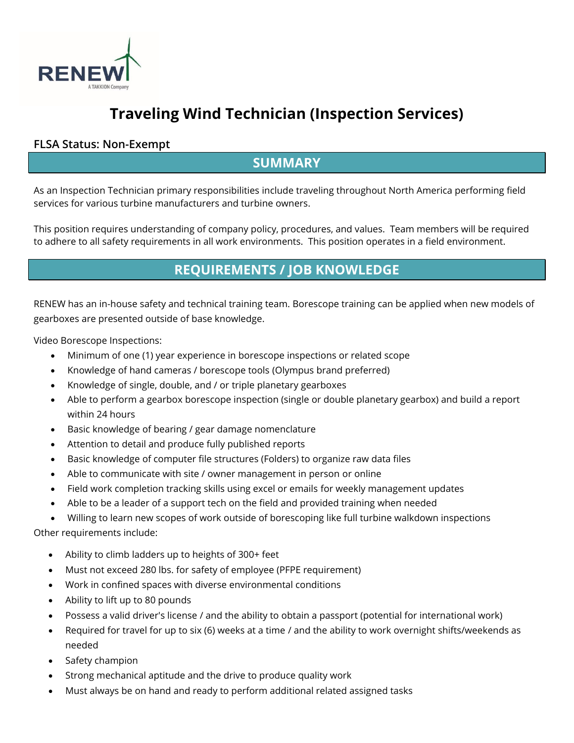RENEW
A TAKKION Company

# Traveling Wind Technician (Inspection Services)

### FLSA Status: Non-Exempt

## SUMMARY

As an Inspection Technician primary responsibilities include traveling throughout North America performing field services for various turbine manufacturers and turbine owners.

This position requires understanding of company policy, procedures, and values. Team members will be required to adhere to all safety requirements in all work environments. This position operates in a field environment.

## REQUIREMENTS / JOB KNOWLEDGE

RENEW has an in-house safety and technical training team. Borescope training can be applied when new models of gearboxes are presented outside of base knowledge.

Video Borescope Inspections:

- Minimum of one (1) year experience in borescope inspections or related scope
- Knowledge of hand cameras / borescope tools (Olympus brand preferred)
- Knowledge of single, double, and / or triple planetary gearboxes
- Able to perform a gearbox borescope inspection (single or double planetary gearbox) and build a report within 24 hours
- Basic knowledge of bearing / gear damage nomenclature
- Attention to detail and produce fully published reports
- Basic knowledge of computer file structures (Folders) to organize raw data files
- Able to communicate with site / owner management in person or online
- Field work completion tracking skills using excel or emails for weekly management updates
- Able to be a leader of a support tech on the field and provided training when needed
- Willing to learn new scopes of work outside of borescoping like full turbine walkdown inspections

Other requirements include:

- Ability to climb ladders up to heights of 300+ feet
- Must not exceed 280 lbs. for safety of employee (PFPE requirement)
- Work in confined spaces with diverse environmental conditions
- Ability to lift up to 80 pounds
- Possess a valid driver's license / and the ability to obtain a passport (potential for international work)
- Required for travel for up to six (6) weeks at a time / and the ability to work overnight shifts/weekends as needed
- Safety champion
- Strong mechanical aptitude and the drive to produce quality work
- Must always be on hand and ready to perform additional related assigned tasks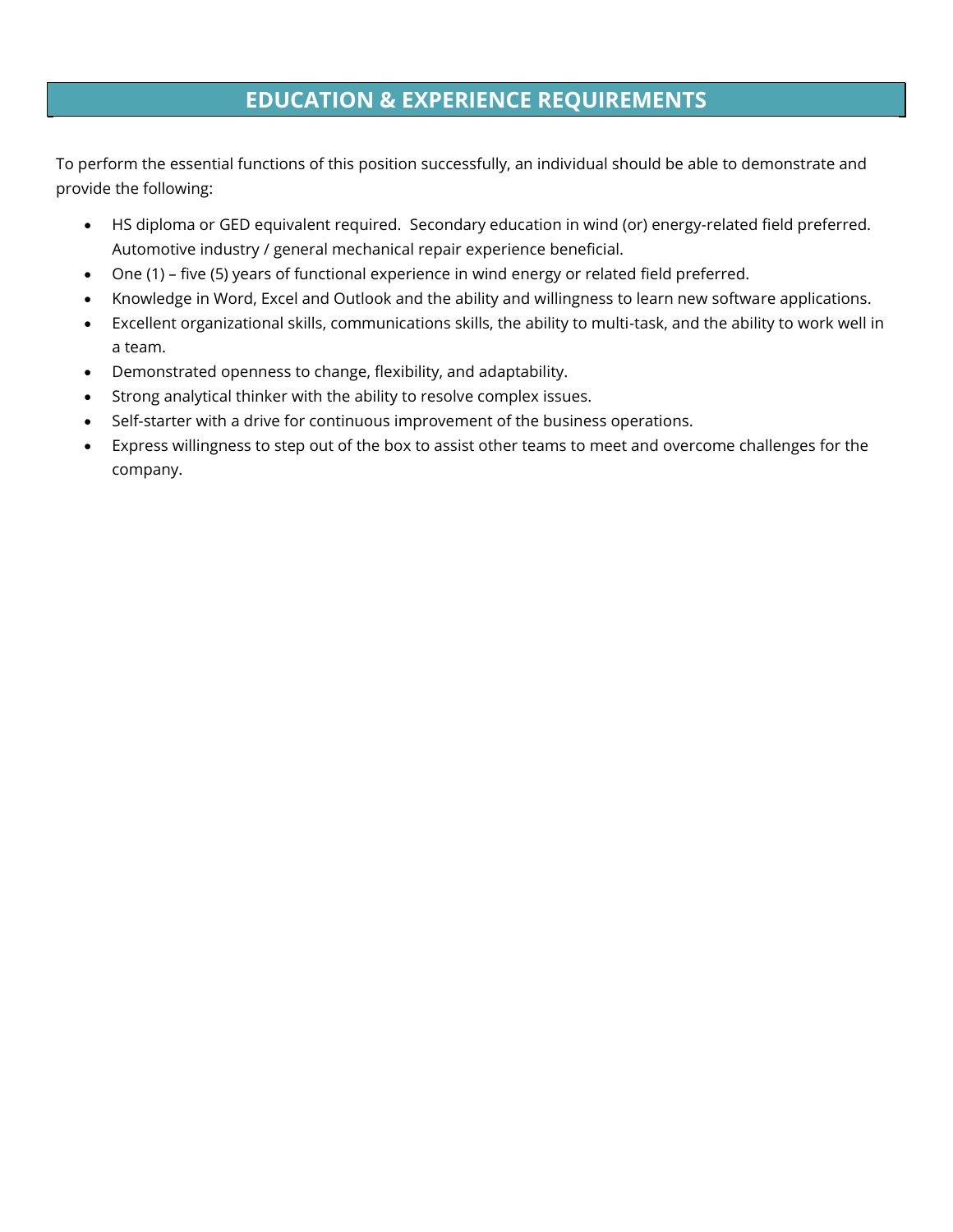## EDUCATION & EXPERIENCE REQUIREMENTS

To perform the essential functions of this position successfully, an individual should be able to demonstrate and provide the following:

- HS diploma or GED equivalent required. Secondary education in wind (or) energy-related field preferred. Automotive industry / general mechanical repair experience beneficial.
- One (1) – five (5) years of functional experience in wind energy or related field preferred.
- Knowledge in Word, Excel and Outlook and the ability and willingness to learn new software applications.
- Excellent organizational skills, communications skills, the ability to multi-task, and the ability to work well in a team.
- Demonstrated openness to change, flexibility, and adaptability.
- Strong analytical thinker with the ability to resolve complex issues.
- Self-starter with a drive for continuous improvement of the business operations.
- Express willingness to step out of the box to assist other teams to meet and overcome challenges for the company.